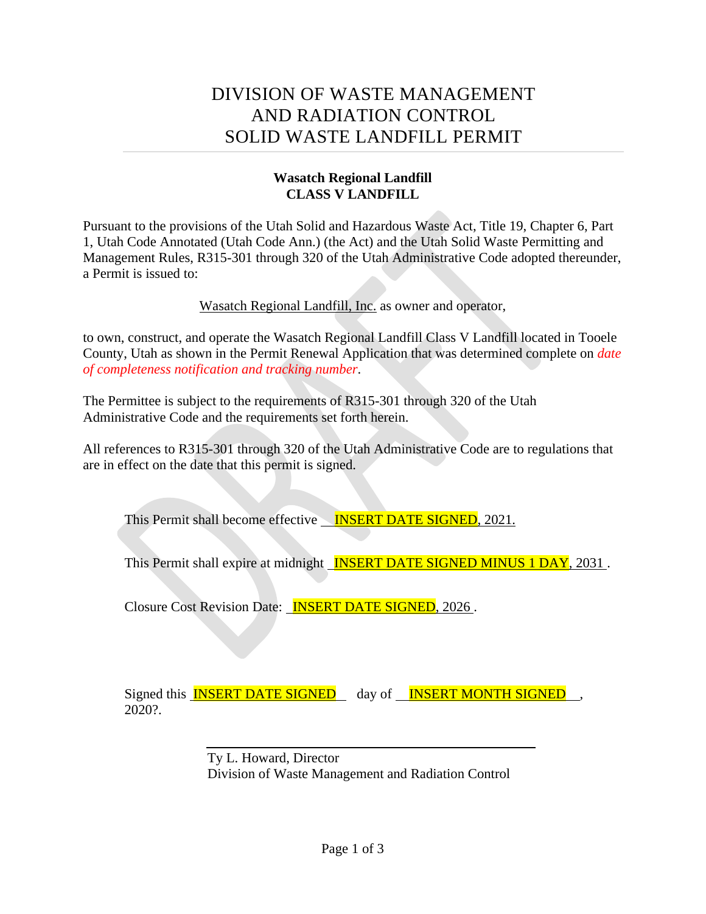# DIVISION OF WASTE MANAGEMENT AND RADIATION CONTROL SOLID WASTE LANDFILL PERMIT

**Wasatch Regional Landfill**
**CLASS V LANDFILL**

Pursuant to the provisions of the Utah Solid and Hazardous Waste Act, Title 19, Chapter 6, Part 1, Utah Code Annotated (Utah Code Ann.) (the Act) and the Utah Solid Waste Permitting and Management Rules, R315-301 through 320 of the Utah Administrative Code adopted thereunder, a Permit is issued to:

Wasatch Regional Landfill, Inc. as owner and operator,

to own, construct, and operate the Wasatch Regional Landfill Class V Landfill located in Tooele County, Utah as shown in the Permit Renewal Application that was determined complete on *date of completeness notification and tracking number*.

The Permittee is subject to the requirements of R315-301 through 320 of the Utah Administrative Code and the requirements set forth herein.

All references to R315-301 through 320 of the Utah Administrative Code are to regulations that are in effect on the date that this permit is signed.

This Permit shall become effective INSERT DATE SIGNED, 2021.

This Permit shall expire at midnight INSERT DATE SIGNED MINUS 1 DAY, 2031.

Closure Cost Revision Date: INSERT DATE SIGNED, 2026.

Signed this INSERT DATE SIGNED day of INSERT MONTH SIGNED, 2020?.

Ty L. Howard, Director
Division of Waste Management and Radiation Control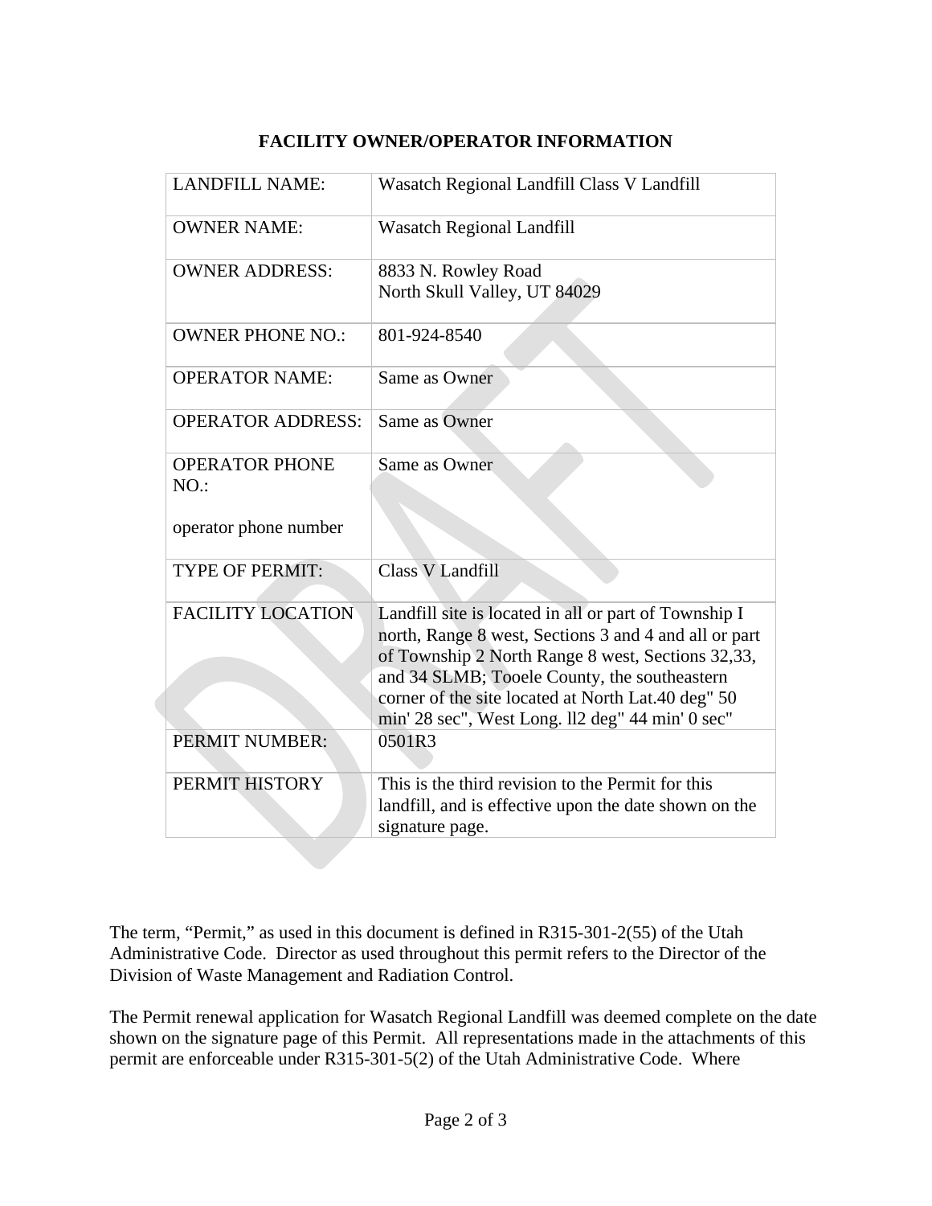**FACILITY OWNER/OPERATOR INFORMATION**

| | |
|---|---|
| LANDFILL NAME: | Wasatch Regional Landfill Class V Landfill |
| OWNER NAME: | Wasatch Regional Landfill |
| OWNER ADDRESS: | 8833 N. Rowley Road<br>North Skull Valley, UT 84029 |
| OWNER PHONE NO.: | 801-924-8540 |
| OPERATOR NAME: | Same as Owner |
| OPERATOR ADDRESS: | Same as Owner |
| OPERATOR PHONE NO.:<br><br>operator phone number | Same as Owner |
| TYPE OF PERMIT: | Class V Landfill |
| FACILITY LOCATION | Landfill site is located in all or part of Township I north, Range 8 west, Sections 3 and 4 and all or part of Township 2 North Range 8 west, Sections 32,33, and 34 SLMB; Tooele County, the southeastern corner of the site located at North Lat.40 deg" 50 min' 28 sec", West Long. ll2 deg" 44 min' 0 sec" |
| PERMIT NUMBER: | 0501R3 |
| PERMIT HISTORY | This is the third revision to the Permit for this landfill, and is effective upon the date shown on the signature page. |

The term, “Permit,” as used in this document is defined in R315-301-2(55) of the Utah Administrative Code. Director as used throughout this permit refers to the Director of the Division of Waste Management and Radiation Control.

The Permit renewal application for Wasatch Regional Landfill was deemed complete on the date shown on the signature page of this Permit. All representations made in the attachments of this permit are enforceable under R315-301-5(2) of the Utah Administrative Code. Where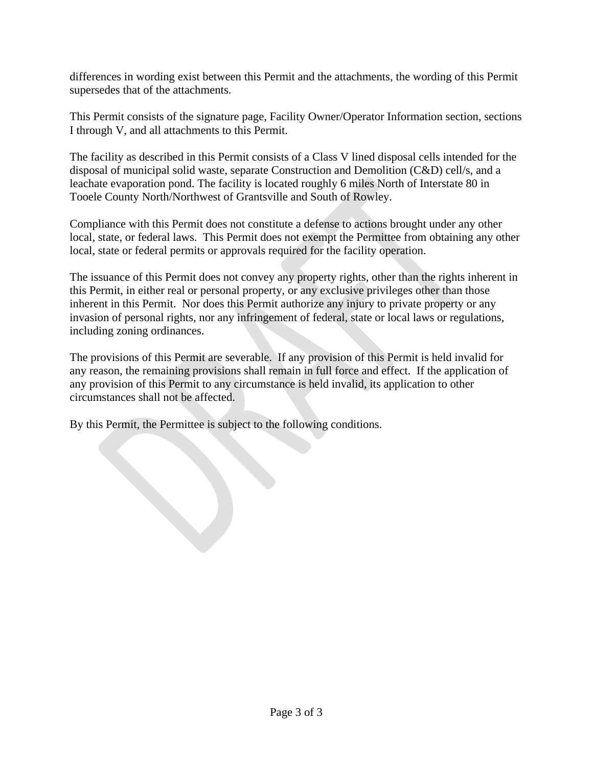differences in wording exist between this Permit and the attachments, the wording of this Permit supersedes that of the attachments.

This Permit consists of the signature page, Facility Owner/Operator Information section, sections I through V, and all attachments to this Permit.

The facility as described in this Permit consists of a Class V lined disposal cells intended for the disposal of municipal solid waste, separate Construction and Demolition (C&D) cell/s, and a leachate evaporation pond. The facility is located roughly 6 miles North of Interstate 80 in Tooele County North/Northwest of Grantsville and South of Rowley.

Compliance with this Permit does not constitute a defense to actions brought under any other local, state, or federal laws. This Permit does not exempt the Permittee from obtaining any other local, state or federal permits or approvals required for the facility operation.

The issuance of this Permit does not convey any property rights, other than the rights inherent in this Permit, in either real or personal property, or any exclusive privileges other than those inherent in this Permit. Nor does this Permit authorize any injury to private property or any invasion of personal rights, nor any infringement of federal, state or local laws or regulations, including zoning ordinances.

The provisions of this Permit are severable. If any provision of this Permit is held invalid for any reason, the remaining provisions shall remain in full force and effect. If the application of any provision of this Permit to any circumstance is held invalid, its application to other circumstances shall not be affected.

By this Permit, the Permittee is subject to the following conditions.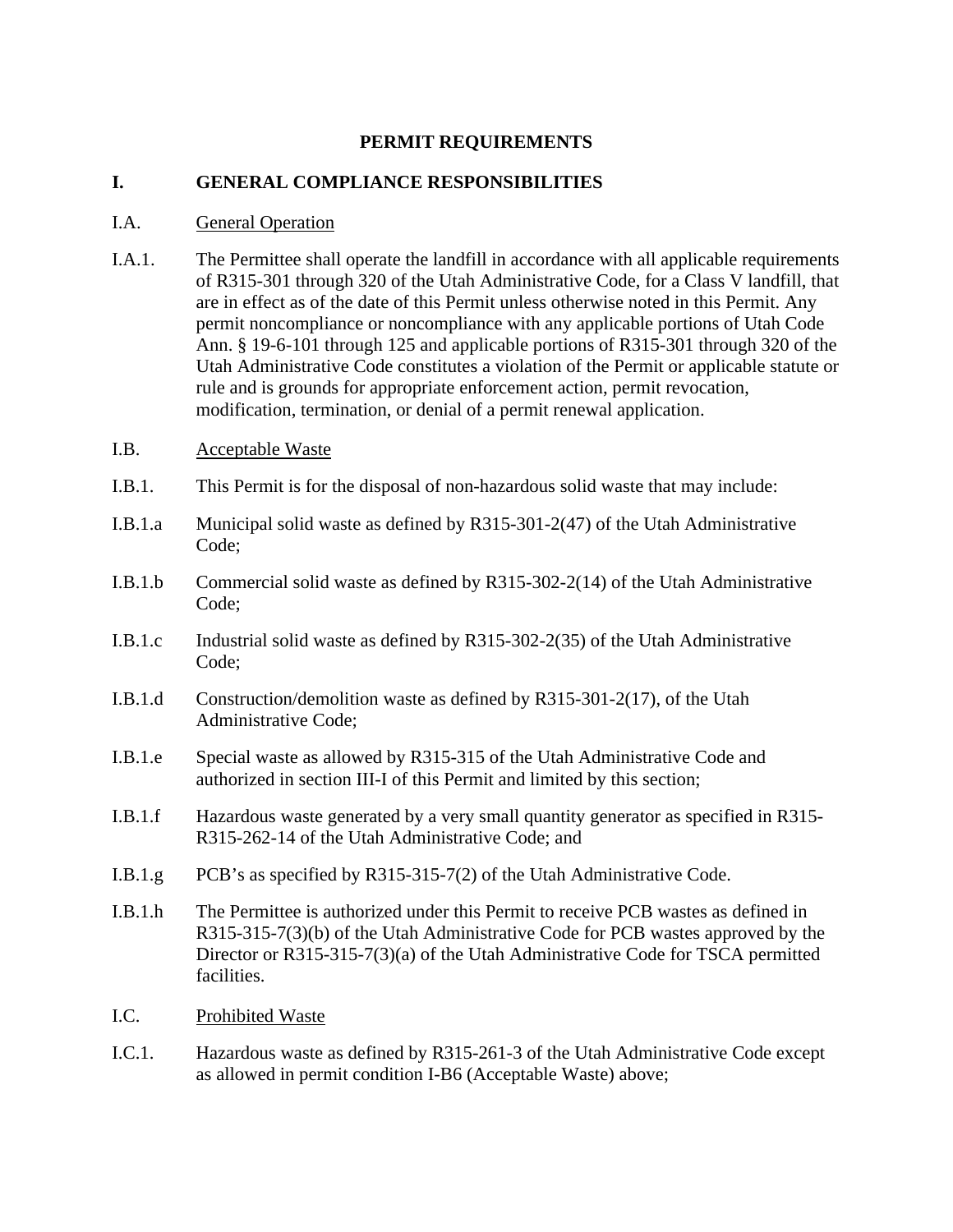# PERMIT REQUIREMENTS

## I. GENERAL COMPLIANCE RESPONSIBILITIES

I.A. <u>General Operation</u>

I.A.1. The Permittee shall operate the landfill in accordance with all applicable requirements of R315-301 through 320 of the Utah Administrative Code, for a Class V landfill, that are in effect as of the date of this Permit unless otherwise noted in this Permit. Any permit noncompliance or noncompliance with any applicable portions of Utah Code Ann. § 19-6-101 through 125 and applicable portions of R315-301 through 320 of the Utah Administrative Code constitutes a violation of the Permit or applicable statute or rule and is grounds for appropriate enforcement action, permit revocation, modification, termination, or denial of a permit renewal application.

I.B. <u>Acceptable Waste</u>

I.B.1. This Permit is for the disposal of non-hazardous solid waste that may include:

I.B.1.a Municipal solid waste as defined by R315-301-2(47) of the Utah Administrative Code;

I.B.1.b Commercial solid waste as defined by R315-302-2(14) of the Utah Administrative Code;

I.B.1.c Industrial solid waste as defined by R315-302-2(35) of the Utah Administrative Code;

I.B.1.d Construction/demolition waste as defined by R315-301-2(17), of the Utah Administrative Code;

I.B.1.e Special waste as allowed by R315-315 of the Utah Administrative Code and authorized in section III-I of this Permit and limited by this section;

I.B.1.f Hazardous waste generated by a very small quantity generator as specified in R315-R315-262-14 of the Utah Administrative Code; and

I.B.1.g PCB's as specified by R315-315-7(2) of the Utah Administrative Code.

I.B.1.h The Permittee is authorized under this Permit to receive PCB wastes as defined in R315-315-7(3)(b) of the Utah Administrative Code for PCB wastes approved by the Director or R315-315-7(3)(a) of the Utah Administrative Code for TSCA permitted facilities.

I.C. <u>Prohibited Waste</u>

I.C.1. Hazardous waste as defined by R315-261-3 of the Utah Administrative Code except as allowed in permit condition I-B6 (Acceptable Waste) above;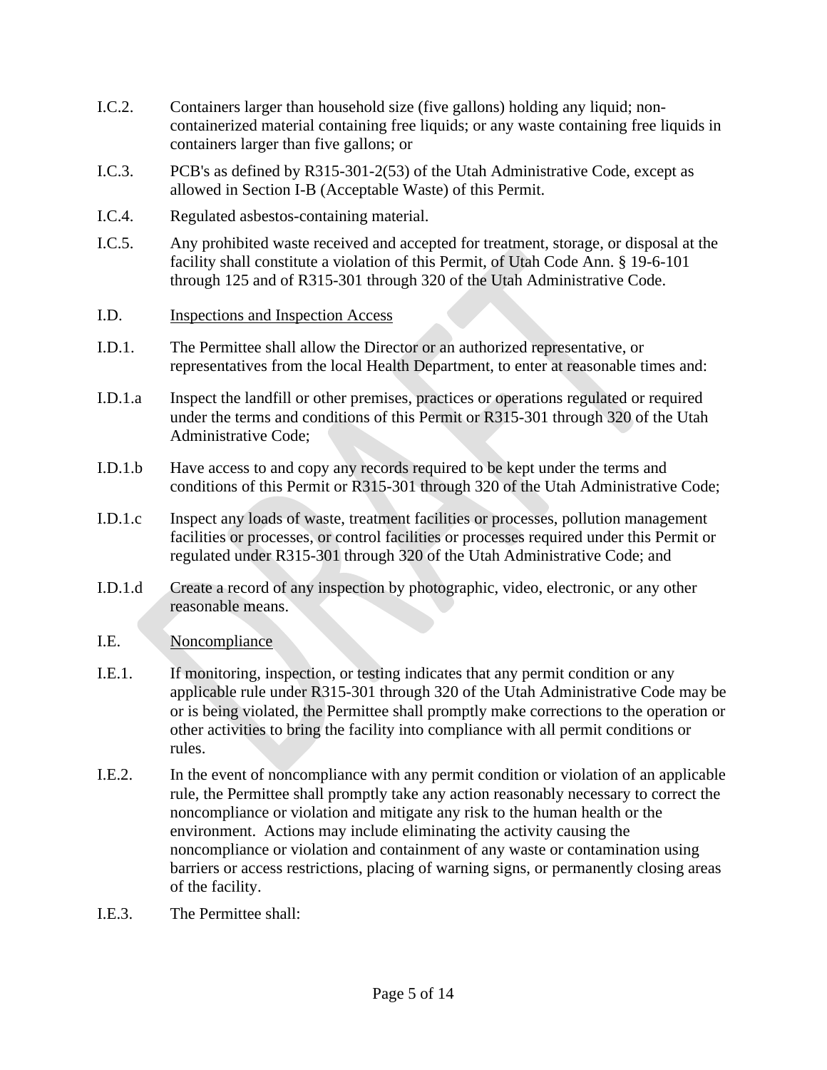I.C.2. Containers larger than household size (five gallons) holding any liquid; non-containerized material containing free liquids; or any waste containing free liquids in containers larger than five gallons; or

I.C.3. PCB's as defined by R315-301-2(53) of the Utah Administrative Code, except as allowed in Section I-B (Acceptable Waste) of this Permit.

I.C.4. Regulated asbestos-containing material.

I.C.5. Any prohibited waste received and accepted for treatment, storage, or disposal at the facility shall constitute a violation of this Permit, of Utah Code Ann. § 19-6-101 through 125 and of R315-301 through 320 of the Utah Administrative Code.

I.D. <u>Inspections and Inspection Access</u>

I.D.1. The Permittee shall allow the Director or an authorized representative, or representatives from the local Health Department, to enter at reasonable times and:

I.D.1.a Inspect the landfill or other premises, practices or operations regulated or required under the terms and conditions of this Permit or R315-301 through 320 of the Utah Administrative Code;

I.D.1.b Have access to and copy any records required to be kept under the terms and conditions of this Permit or R315-301 through 320 of the Utah Administrative Code;

I.D.1.c Inspect any loads of waste, treatment facilities or processes, pollution management facilities or processes, or control facilities or processes required under this Permit or regulated under R315-301 through 320 of the Utah Administrative Code; and

I.D.1.d Create a record of any inspection by photographic, video, electronic, or any other reasonable means.

I.E. <u>Noncompliance</u>

I.E.1. If monitoring, inspection, or testing indicates that any permit condition or any applicable rule under R315-301 through 320 of the Utah Administrative Code may be or is being violated, the Permittee shall promptly make corrections to the operation or other activities to bring the facility into compliance with all permit conditions or rules.

I.E.2. In the event of noncompliance with any permit condition or violation of an applicable rule, the Permittee shall promptly take any action reasonably necessary to correct the noncompliance or violation and mitigate any risk to the human health or the environment. Actions may include eliminating the activity causing the noncompliance or violation and containment of any waste or contamination using barriers or access restrictions, placing of warning signs, or permanently closing areas of the facility.

I.E.3. The Permittee shall: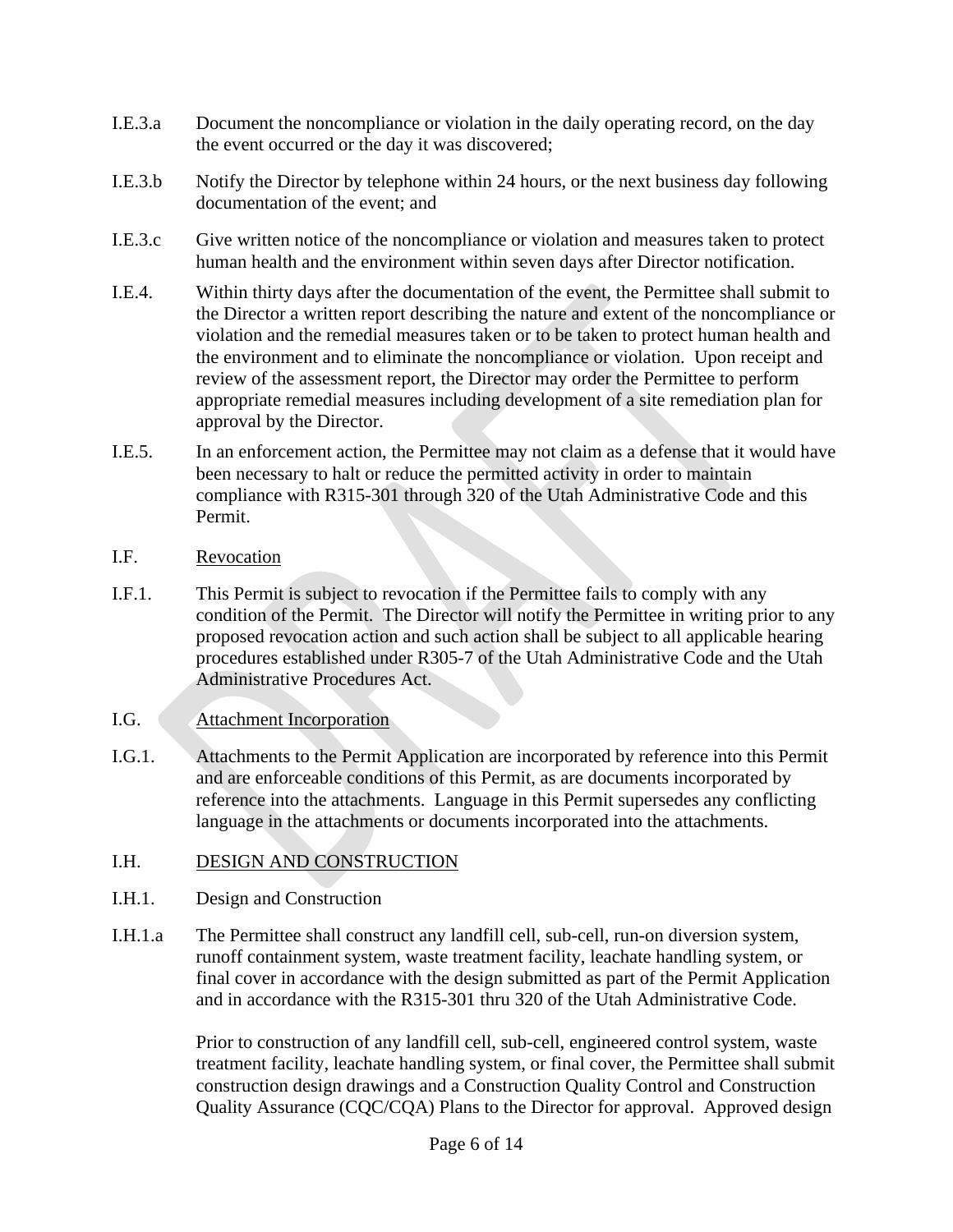I.E.3.a Document the noncompliance or violation in the daily operating record, on the day the event occurred or the day it was discovered;

I.E.3.b Notify the Director by telephone within 24 hours, or the next business day following documentation of the event; and

I.E.3.c Give written notice of the noncompliance or violation and measures taken to protect human health and the environment within seven days after Director notification.

I.E.4. Within thirty days after the documentation of the event, the Permittee shall submit to the Director a written report describing the nature and extent of the noncompliance or violation and the remedial measures taken or to be taken to protect human health and the environment and to eliminate the noncompliance or violation. Upon receipt and review of the assessment report, the Director may order the Permittee to perform appropriate remedial measures including development of a site remediation plan for approval by the Director.

I.E.5. In an enforcement action, the Permittee may not claim as a defense that it would have been necessary to halt or reduce the permitted activity in order to maintain compliance with R315-301 through 320 of the Utah Administrative Code and this Permit.

I.F. <u>Revocation</u>

I.F.1. This Permit is subject to revocation if the Permittee fails to comply with any condition of the Permit. The Director will notify the Permittee in writing prior to any proposed revocation action and such action shall be subject to all applicable hearing procedures established under R305-7 of the Utah Administrative Code and the Utah Administrative Procedures Act.

I.G. <u>Attachment Incorporation</u>

I.G.1. Attachments to the Permit Application are incorporated by reference into this Permit and are enforceable conditions of this Permit, as are documents incorporated by reference into the attachments. Language in this Permit supersedes any conflicting language in the attachments or documents incorporated into the attachments.

I.H. <u>DESIGN AND CONSTRUCTION</u>

I.H.1. Design and Construction

I.H.1.a The Permittee shall construct any landfill cell, sub-cell, run-on diversion system, runoff containment system, waste treatment facility, leachate handling system, or final cover in accordance with the design submitted as part of the Permit Application and in accordance with the R315-301 thru 320 of the Utah Administrative Code.

Prior to construction of any landfill cell, sub-cell, engineered control system, waste treatment facility, leachate handling system, or final cover, the Permittee shall submit construction design drawings and a Construction Quality Control and Construction Quality Assurance (CQC/CQA) Plans to the Director for approval. Approved design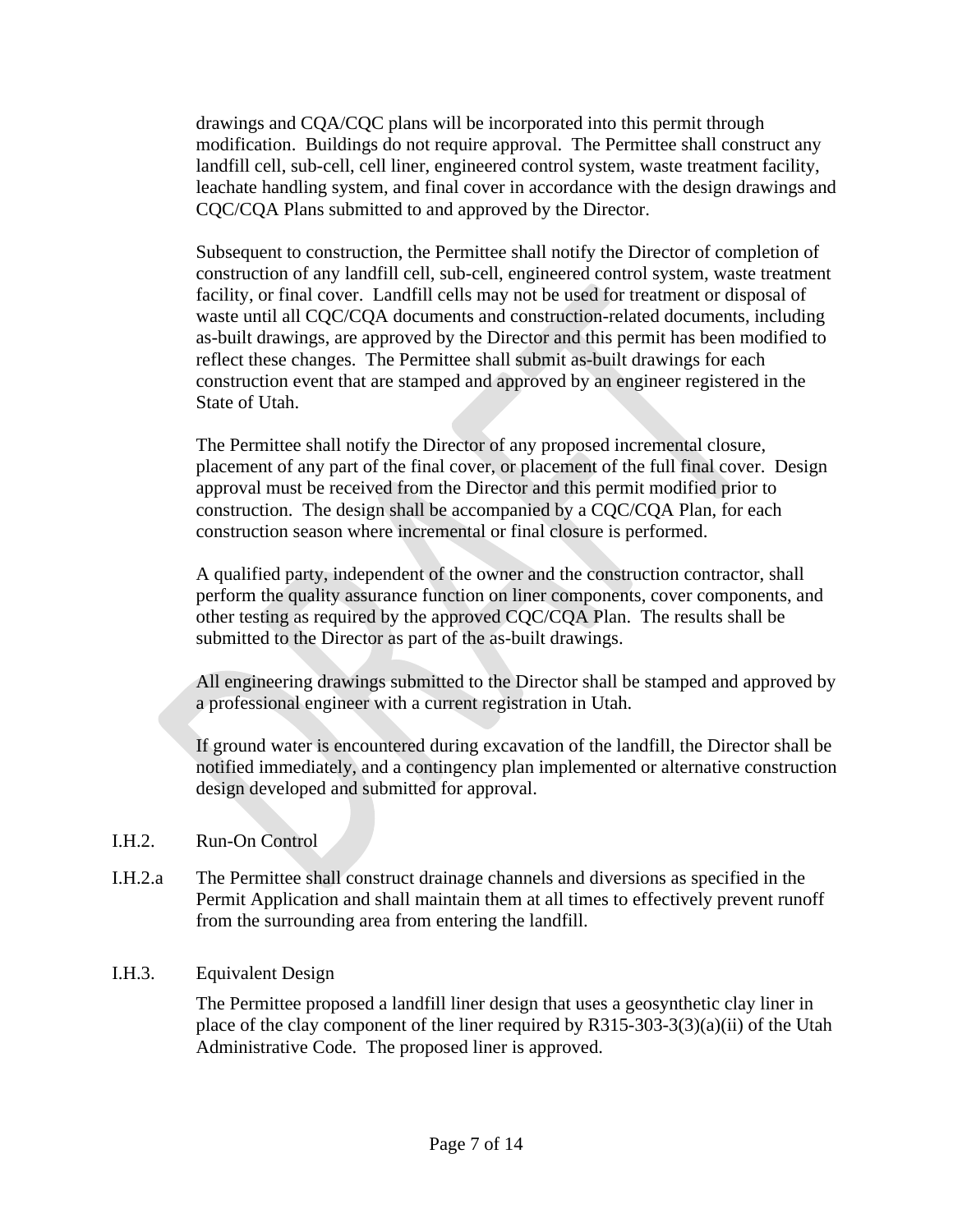drawings and CQA/CQC plans will be incorporated into this permit through modification. Buildings do not require approval. The Permittee shall construct any landfill cell, sub-cell, cell liner, engineered control system, waste treatment facility, leachate handling system, and final cover in accordance with the design drawings and CQC/CQA Plans submitted to and approved by the Director.

Subsequent to construction, the Permittee shall notify the Director of completion of construction of any landfill cell, sub-cell, engineered control system, waste treatment facility, or final cover. Landfill cells may not be used for treatment or disposal of waste until all CQC/CQA documents and construction-related documents, including as-built drawings, are approved by the Director and this permit has been modified to reflect these changes. The Permittee shall submit as-built drawings for each construction event that are stamped and approved by an engineer registered in the State of Utah.

The Permittee shall notify the Director of any proposed incremental closure, placement of any part of the final cover, or placement of the full final cover. Design approval must be received from the Director and this permit modified prior to construction. The design shall be accompanied by a CQC/CQA Plan, for each construction season where incremental or final closure is performed.

A qualified party, independent of the owner and the construction contractor, shall perform the quality assurance function on liner components, cover components, and other testing as required by the approved CQC/CQA Plan. The results shall be submitted to the Director as part of the as-built drawings.

All engineering drawings submitted to the Director shall be stamped and approved by a professional engineer with a current registration in Utah.

If ground water is encountered during excavation of the landfill, the Director shall be notified immediately, and a contingency plan implemented or alternative construction design developed and submitted for approval.

I.H.2. Run-On Control

I.H.2.a The Permittee shall construct drainage channels and diversions as specified in the Permit Application and shall maintain them at all times to effectively prevent runoff from the surrounding area from entering the landfill.

I.H.3. Equivalent Design

The Permittee proposed a landfill liner design that uses a geosynthetic clay liner in place of the clay component of the liner required by R315-303-3(3)(a)(ii) of the Utah Administrative Code. The proposed liner is approved.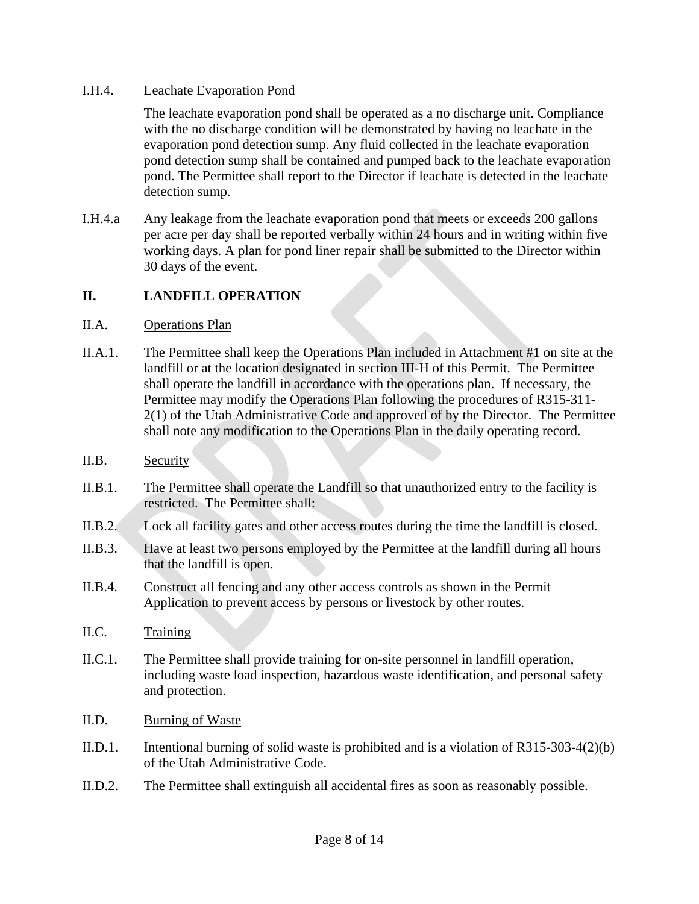I.H.4. Leachate Evaporation Pond

The leachate evaporation pond shall be operated as a no discharge unit. Compliance with the no discharge condition will be demonstrated by having no leachate in the evaporation pond detection sump. Any fluid collected in the leachate evaporation pond detection sump shall be contained and pumped back to the leachate evaporation pond. The Permittee shall report to the Director if leachate is detected in the leachate detection sump.

I.H.4.a Any leakage from the leachate evaporation pond that meets or exceeds 200 gallons per acre per day shall be reported verbally within 24 hours and in writing within five working days. A plan for pond liner repair shall be submitted to the Director within 30 days of the event.

## II. LANDFILL OPERATION

II.A. Operations Plan

II.A.1. The Permittee shall keep the Operations Plan included in Attachment #1 on site at the landfill or at the location designated in section III-H of this Permit. The Permittee shall operate the landfill in accordance with the operations plan. If necessary, the Permittee may modify the Operations Plan following the procedures of R315-311-2(1) of the Utah Administrative Code and approved of by the Director. The Permittee shall note any modification to the Operations Plan in the daily operating record.

II.B. Security

II.B.1. The Permittee shall operate the Landfill so that unauthorized entry to the facility is restricted. The Permittee shall:

II.B.2. Lock all facility gates and other access routes during the time the landfill is closed.

II.B.3. Have at least two persons employed by the Permittee at the landfill during all hours that the landfill is open.

II.B.4. Construct all fencing and any other access controls as shown in the Permit Application to prevent access by persons or livestock by other routes.

II.C. Training

II.C.1. The Permittee shall provide training for on-site personnel in landfill operation, including waste load inspection, hazardous waste identification, and personal safety and protection.

II.D. Burning of Waste

II.D.1. Intentional burning of solid waste is prohibited and is a violation of R315-303-4(2)(b) of the Utah Administrative Code.

II.D.2. The Permittee shall extinguish all accidental fires as soon as reasonably possible.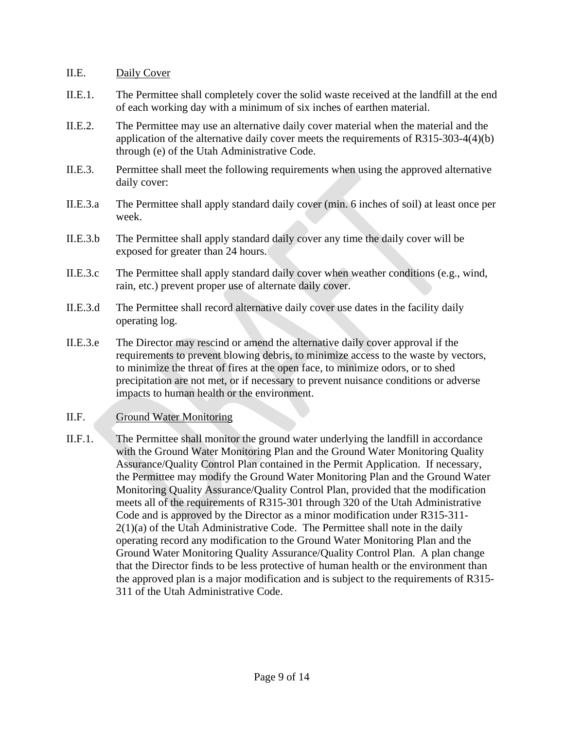II.E. Daily Cover

II.E.1. The Permittee shall completely cover the solid waste received at the landfill at the end of each working day with a minimum of six inches of earthen material.

II.E.2. The Permittee may use an alternative daily cover material when the material and the application of the alternative daily cover meets the requirements of R315-303-4(4)(b) through (e) of the Utah Administrative Code.

II.E.3. Permittee shall meet the following requirements when using the approved alternative daily cover:

II.E.3.a The Permittee shall apply standard daily cover (min. 6 inches of soil) at least once per week.

II.E.3.b The Permittee shall apply standard daily cover any time the daily cover will be exposed for greater than 24 hours.

II.E.3.c The Permittee shall apply standard daily cover when weather conditions (e.g., wind, rain, etc.) prevent proper use of alternate daily cover.

II.E.3.d The Permittee shall record alternative daily cover use dates in the facility daily operating log.

II.E.3.e The Director may rescind or amend the alternative daily cover approval if the requirements to prevent blowing debris, to minimize access to the waste by vectors, to minimize the threat of fires at the open face, to minimize odors, or to shed precipitation are not met, or if necessary to prevent nuisance conditions or adverse impacts to human health or the environment.

II.F. Ground Water Monitoring

II.F.1. The Permittee shall monitor the ground water underlying the landfill in accordance with the Ground Water Monitoring Plan and the Ground Water Monitoring Quality Assurance/Quality Control Plan contained in the Permit Application. If necessary, the Permittee may modify the Ground Water Monitoring Plan and the Ground Water Monitoring Quality Assurance/Quality Control Plan, provided that the modification meets all of the requirements of R315-301 through 320 of the Utah Administrative Code and is approved by the Director as a minor modification under R315-311-2(1)(a) of the Utah Administrative Code. The Permittee shall note in the daily operating record any modification to the Ground Water Monitoring Plan and the Ground Water Monitoring Quality Assurance/Quality Control Plan. A plan change that the Director finds to be less protective of human health or the environment than the approved plan is a major modification and is subject to the requirements of R315-311 of the Utah Administrative Code.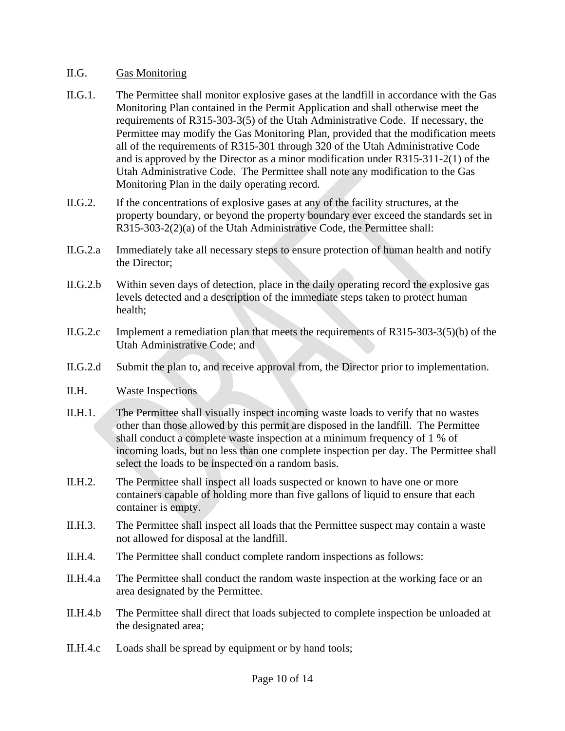II.G. Gas Monitoring

II.G.1. The Permittee shall monitor explosive gases at the landfill in accordance with the Gas Monitoring Plan contained in the Permit Application and shall otherwise meet the requirements of R315-303-3(5) of the Utah Administrative Code. If necessary, the Permittee may modify the Gas Monitoring Plan, provided that the modification meets all of the requirements of R315-301 through 320 of the Utah Administrative Code and is approved by the Director as a minor modification under R315-311-2(1) of the Utah Administrative Code. The Permittee shall note any modification to the Gas Monitoring Plan in the daily operating record.

II.G.2. If the concentrations of explosive gases at any of the facility structures, at the property boundary, or beyond the property boundary ever exceed the standards set in R315-303-2(2)(a) of the Utah Administrative Code, the Permittee shall:

II.G.2.a Immediately take all necessary steps to ensure protection of human health and notify the Director;

II.G.2.b Within seven days of detection, place in the daily operating record the explosive gas levels detected and a description of the immediate steps taken to protect human health;

II.G.2.c Implement a remediation plan that meets the requirements of R315-303-3(5)(b) of the Utah Administrative Code; and

II.G.2.d Submit the plan to, and receive approval from, the Director prior to implementation.

II.H. Waste Inspections

II.H.1. The Permittee shall visually inspect incoming waste loads to verify that no wastes other than those allowed by this permit are disposed in the landfill. The Permittee shall conduct a complete waste inspection at a minimum frequency of 1 % of incoming loads, but no less than one complete inspection per day. The Permittee shall select the loads to be inspected on a random basis.

II.H.2. The Permittee shall inspect all loads suspected or known to have one or more containers capable of holding more than five gallons of liquid to ensure that each container is empty.

II.H.3. The Permittee shall inspect all loads that the Permittee suspect may contain a waste not allowed for disposal at the landfill.

II.H.4. The Permittee shall conduct complete random inspections as follows:

II.H.4.a The Permittee shall conduct the random waste inspection at the working face or an area designated by the Permittee.

II.H.4.b The Permittee shall direct that loads subjected to complete inspection be unloaded at the designated area;

II.H.4.c Loads shall be spread by equipment or by hand tools;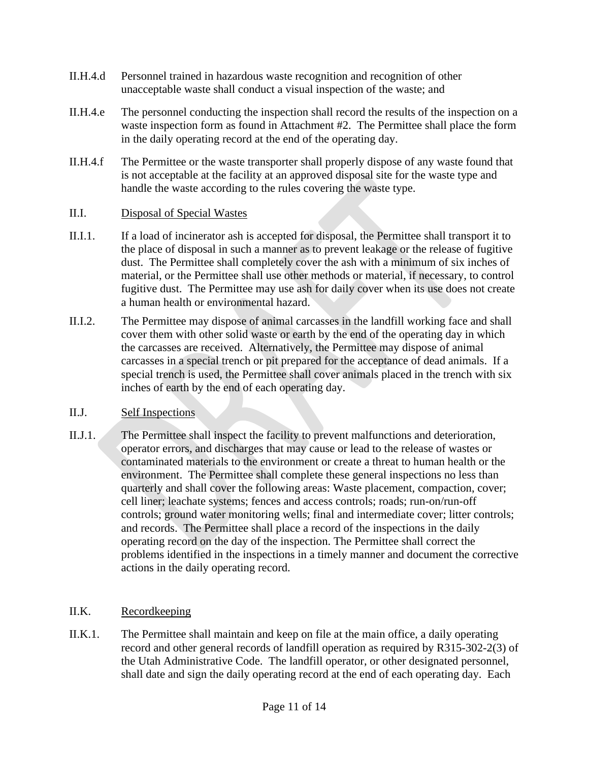II.H.4.d Personnel trained in hazardous waste recognition and recognition of other unacceptable waste shall conduct a visual inspection of the waste; and

II.H.4.e The personnel conducting the inspection shall record the results of the inspection on a waste inspection form as found in Attachment #2. The Permittee shall place the form in the daily operating record at the end of the operating day.

II.H.4.f The Permittee or the waste transporter shall properly dispose of any waste found that is not acceptable at the facility at an approved disposal site for the waste type and handle the waste according to the rules covering the waste type.

II.I. <u>Disposal of Special Wastes</u>

II.I.1. If a load of incinerator ash is accepted for disposal, the Permittee shall transport it to the place of disposal in such a manner as to prevent leakage or the release of fugitive dust. The Permittee shall completely cover the ash with a minimum of six inches of material, or the Permittee shall use other methods or material, if necessary, to control fugitive dust. The Permittee may use ash for daily cover when its use does not create a human health or environmental hazard.

II.I.2. The Permittee may dispose of animal carcasses in the landfill working face and shall cover them with other solid waste or earth by the end of the operating day in which the carcasses are received. Alternatively, the Permittee may dispose of animal carcasses in a special trench or pit prepared for the acceptance of dead animals. If a special trench is used, the Permittee shall cover animals placed in the trench with six inches of earth by the end of each operating day.

II.J. <u>Self Inspections</u>

II.J.1. The Permittee shall inspect the facility to prevent malfunctions and deterioration, operator errors, and discharges that may cause or lead to the release of wastes or contaminated materials to the environment or create a threat to human health or the environment. The Permittee shall complete these general inspections no less than quarterly and shall cover the following areas: Waste placement, compaction, cover; cell liner; leachate systems; fences and access controls; roads; run-on/run-off controls; ground water monitoring wells; final and intermediate cover; litter controls; and records. The Permittee shall place a record of the inspections in the daily operating record on the day of the inspection. The Permittee shall correct the problems identified in the inspections in a timely manner and document the corrective actions in the daily operating record.

II.K. <u>Recordkeeping</u>

II.K.1. The Permittee shall maintain and keep on file at the main office, a daily operating record and other general records of landfill operation as required by R315-302-2(3) of the Utah Administrative Code. The landfill operator, or other designated personnel, shall date and sign the daily operating record at the end of each operating day. Each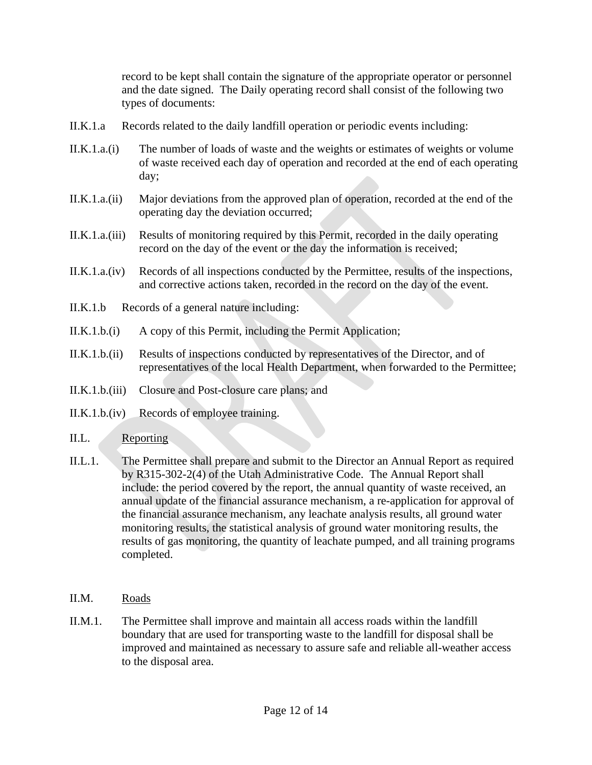record to be kept shall contain the signature of the appropriate operator or personnel and the date signed. The Daily operating record shall consist of the following two types of documents:

II.K.1.a Records related to the daily landfill operation or periodic events including:

II.K.1.a.(i) The number of loads of waste and the weights or estimates of weights or volume of waste received each day of operation and recorded at the end of each operating day;

II.K.1.a.(ii) Major deviations from the approved plan of operation, recorded at the end of the operating day the deviation occurred;

II.K.1.a.(iii) Results of monitoring required by this Permit, recorded in the daily operating record on the day of the event or the day the information is received;

II.K.1.a.(iv) Records of all inspections conducted by the Permittee, results of the inspections, and corrective actions taken, recorded in the record on the day of the event.

II.K.1.b Records of a general nature including:

II.K.1.b.(i) A copy of this Permit, including the Permit Application;

II.K.1.b.(ii) Results of inspections conducted by representatives of the Director, and of representatives of the local Health Department, when forwarded to the Permittee;

II.K.1.b.(iii) Closure and Post-closure care plans; and

II.K.1.b.(iv) Records of employee training.

II.L. Reporting

II.L.1. The Permittee shall prepare and submit to the Director an Annual Report as required by R315-302-2(4) of the Utah Administrative Code. The Annual Report shall include: the period covered by the report, the annual quantity of waste received, an annual update of the financial assurance mechanism, a re-application for approval of the financial assurance mechanism, any leachate analysis results, all ground water monitoring results, the statistical analysis of ground water monitoring results, the results of gas monitoring, the quantity of leachate pumped, and all training programs completed.

II.M. Roads

II.M.1. The Permittee shall improve and maintain all access roads within the landfill boundary that are used for transporting waste to the landfill for disposal shall be improved and maintained as necessary to assure safe and reliable all-weather access to the disposal area.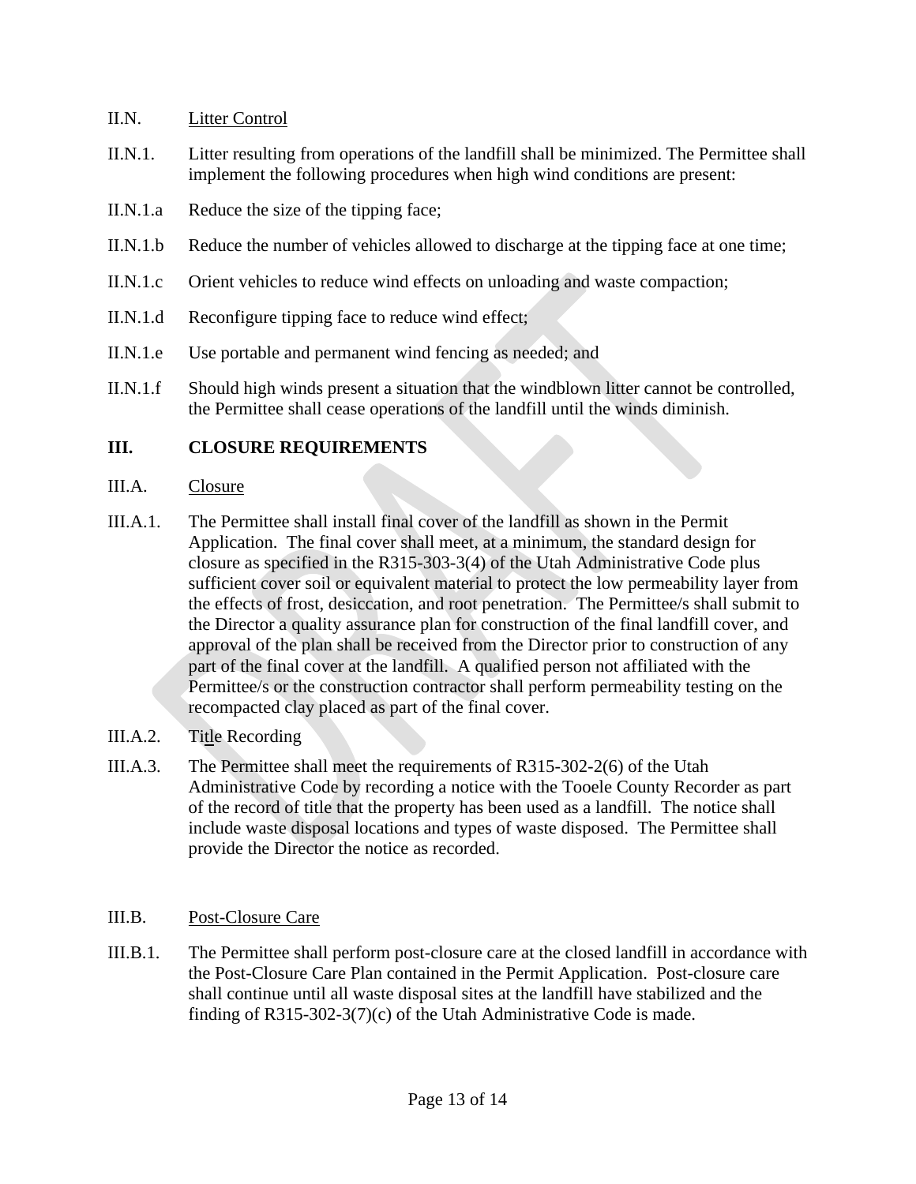II.N. Litter Control

II.N.1. Litter resulting from operations of the landfill shall be minimized. The Permittee shall implement the following procedures when high wind conditions are present:

II.N.1.a Reduce the size of the tipping face;

II.N.1.b Reduce the number of vehicles allowed to discharge at the tipping face at one time;

II.N.1.c Orient vehicles to reduce wind effects on unloading and waste compaction;

II.N.1.d Reconfigure tipping face to reduce wind effect;

II.N.1.e Use portable and permanent wind fencing as needed; and

II.N.1.f Should high winds present a situation that the windblown litter cannot be controlled, the Permittee shall cease operations of the landfill until the winds diminish.

## III. CLOSURE REQUIREMENTS

III.A. Closure

III.A.1. The Permittee shall install final cover of the landfill as shown in the Permit Application. The final cover shall meet, at a minimum, the standard design for closure as specified in the R315-303-3(4) of the Utah Administrative Code plus sufficient cover soil or equivalent material to protect the low permeability layer from the effects of frost, desiccation, and root penetration. The Permittee/s shall submit to the Director a quality assurance plan for construction of the final landfill cover, and approval of the plan shall be received from the Director prior to construction of any part of the final cover at the landfill. A qualified person not affiliated with the Permittee/s or the construction contractor shall perform permeability testing on the recompacted clay placed as part of the final cover.

III.A.2. Title Recording

III.A.3. The Permittee shall meet the requirements of R315-302-2(6) of the Utah Administrative Code by recording a notice with the Tooele County Recorder as part of the record of title that the property has been used as a landfill. The notice shall include waste disposal locations and types of waste disposed. The Permittee shall provide the Director the notice as recorded.

III.B. Post-Closure Care

III.B.1. The Permittee shall perform post-closure care at the closed landfill in accordance with the Post-Closure Care Plan contained in the Permit Application. Post-closure care shall continue until all waste disposal sites at the landfill have stabilized and the finding of R315-302-3(7)(c) of the Utah Administrative Code is made.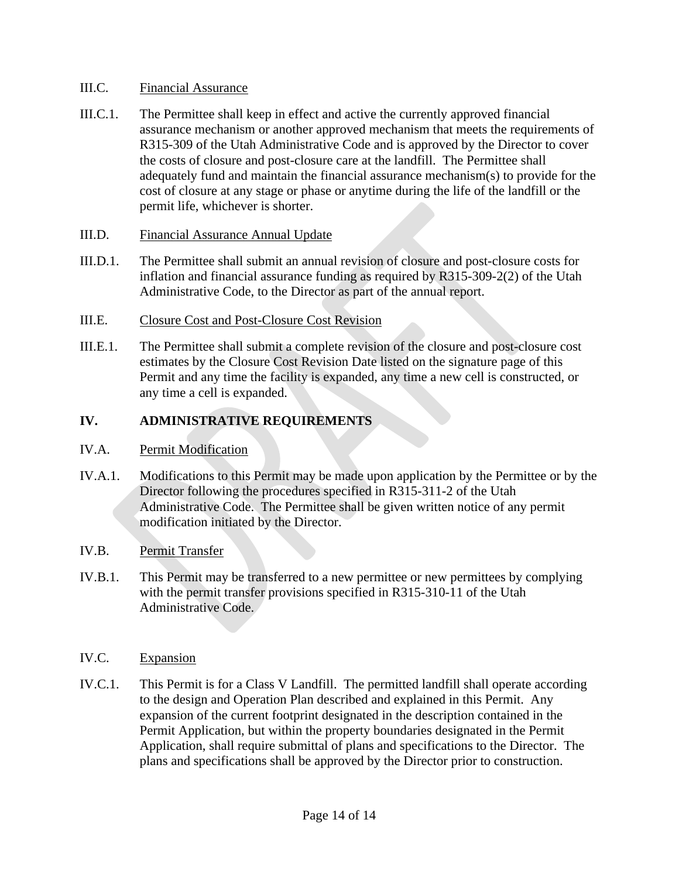III.C. Financial Assurance

III.C.1. The Permittee shall keep in effect and active the currently approved financial assurance mechanism or another approved mechanism that meets the requirements of R315-309 of the Utah Administrative Code and is approved by the Director to cover the costs of closure and post-closure care at the landfill. The Permittee shall adequately fund and maintain the financial assurance mechanism(s) to provide for the cost of closure at any stage or phase or anytime during the life of the landfill or the permit life, whichever is shorter.

III.D. Financial Assurance Annual Update

III.D.1. The Permittee shall submit an annual revision of closure and post-closure costs for inflation and financial assurance funding as required by R315-309-2(2) of the Utah Administrative Code, to the Director as part of the annual report.

III.E. Closure Cost and Post-Closure Cost Revision

III.E.1. The Permittee shall submit a complete revision of the closure and post-closure cost estimates by the Closure Cost Revision Date listed on the signature page of this Permit and any time the facility is expanded, any time a new cell is constructed, or any time a cell is expanded.

## IV. ADMINISTRATIVE REQUIREMENTS

IV.A. Permit Modification

IV.A.1. Modifications to this Permit may be made upon application by the Permittee or by the Director following the procedures specified in R315-311-2 of the Utah Administrative Code. The Permittee shall be given written notice of any permit modification initiated by the Director.

IV.B. Permit Transfer

IV.B.1. This Permit may be transferred to a new permittee or new permittees by complying with the permit transfer provisions specified in R315-310-11 of the Utah Administrative Code.

IV.C. Expansion

IV.C.1. This Permit is for a Class V Landfill. The permitted landfill shall operate according to the design and Operation Plan described and explained in this Permit. Any expansion of the current footprint designated in the description contained in the Permit Application, but within the property boundaries designated in the Permit Application, shall require submittal of plans and specifications to the Director. The plans and specifications shall be approved by the Director prior to construction.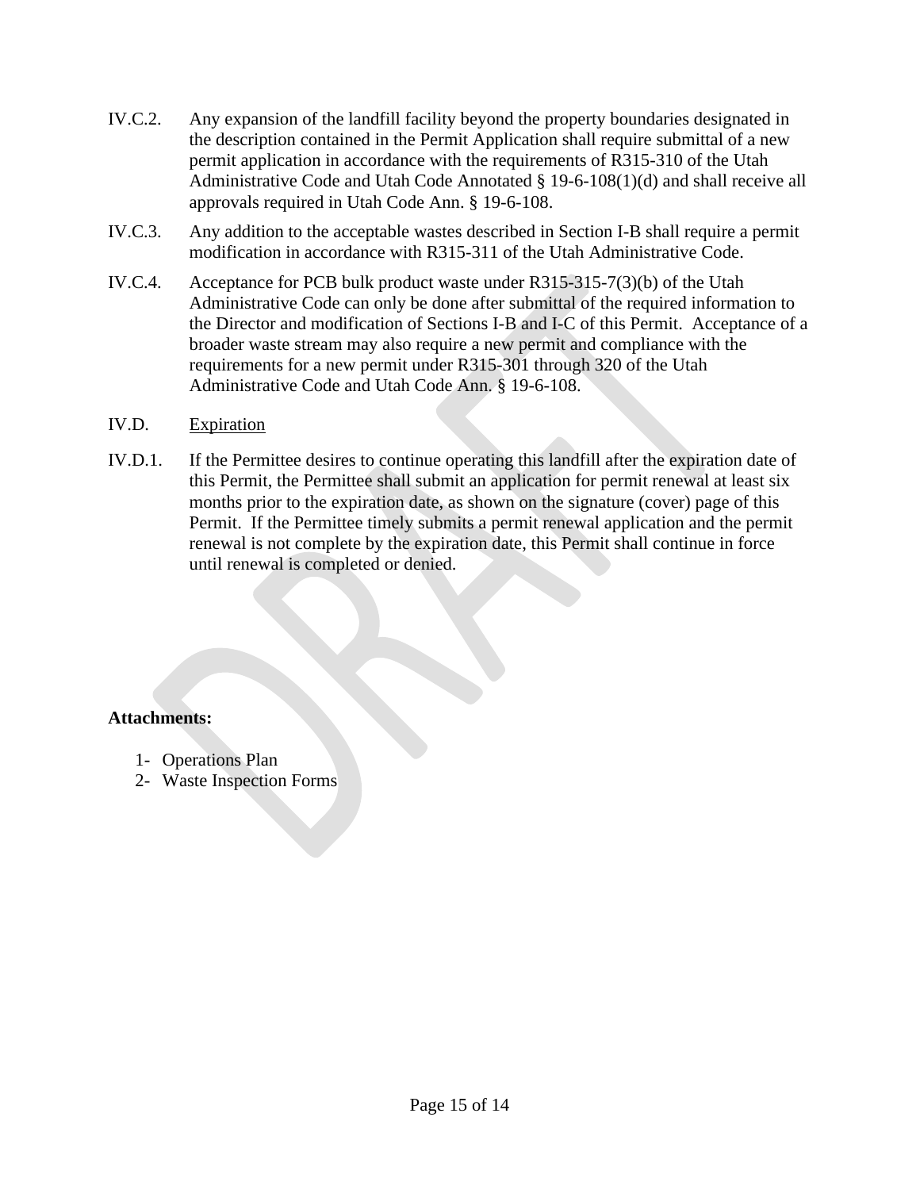IV.C.2. Any expansion of the landfill facility beyond the property boundaries designated in the description contained in the Permit Application shall require submittal of a new permit application in accordance with the requirements of R315-310 of the Utah Administrative Code and Utah Code Annotated § 19-6-108(1)(d) and shall receive all approvals required in Utah Code Ann. § 19-6-108.

IV.C.3. Any addition to the acceptable wastes described in Section I-B shall require a permit modification in accordance with R315-311 of the Utah Administrative Code.

IV.C.4. Acceptance for PCB bulk product waste under R315-315-7(3)(b) of the Utah Administrative Code can only be done after submittal of the required information to the Director and modification of Sections I-B and I-C of this Permit. Acceptance of a broader waste stream may also require a new permit and compliance with the requirements for a new permit under R315-301 through 320 of the Utah Administrative Code and Utah Code Ann. § 19-6-108.

IV.D. <u>Expiration</u>

IV.D.1. If the Permittee desires to continue operating this landfill after the expiration date of this Permit, the Permittee shall submit an application for permit renewal at least six months prior to the expiration date, as shown on the signature (cover) page of this Permit. If the Permittee timely submits a permit renewal application and the permit renewal is not complete by the expiration date, this Permit shall continue in force until renewal is completed or denied.

**Attachments:**

1- Operations Plan
2- Waste Inspection Forms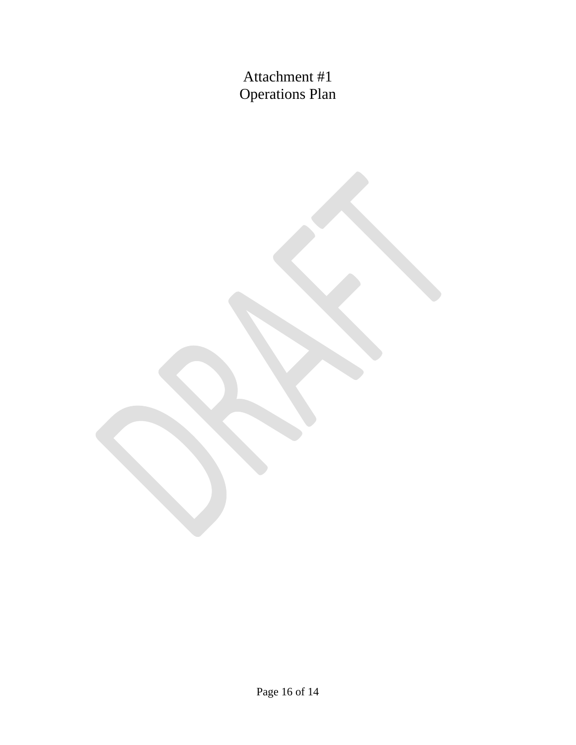# Attachment #1
# Operations Plan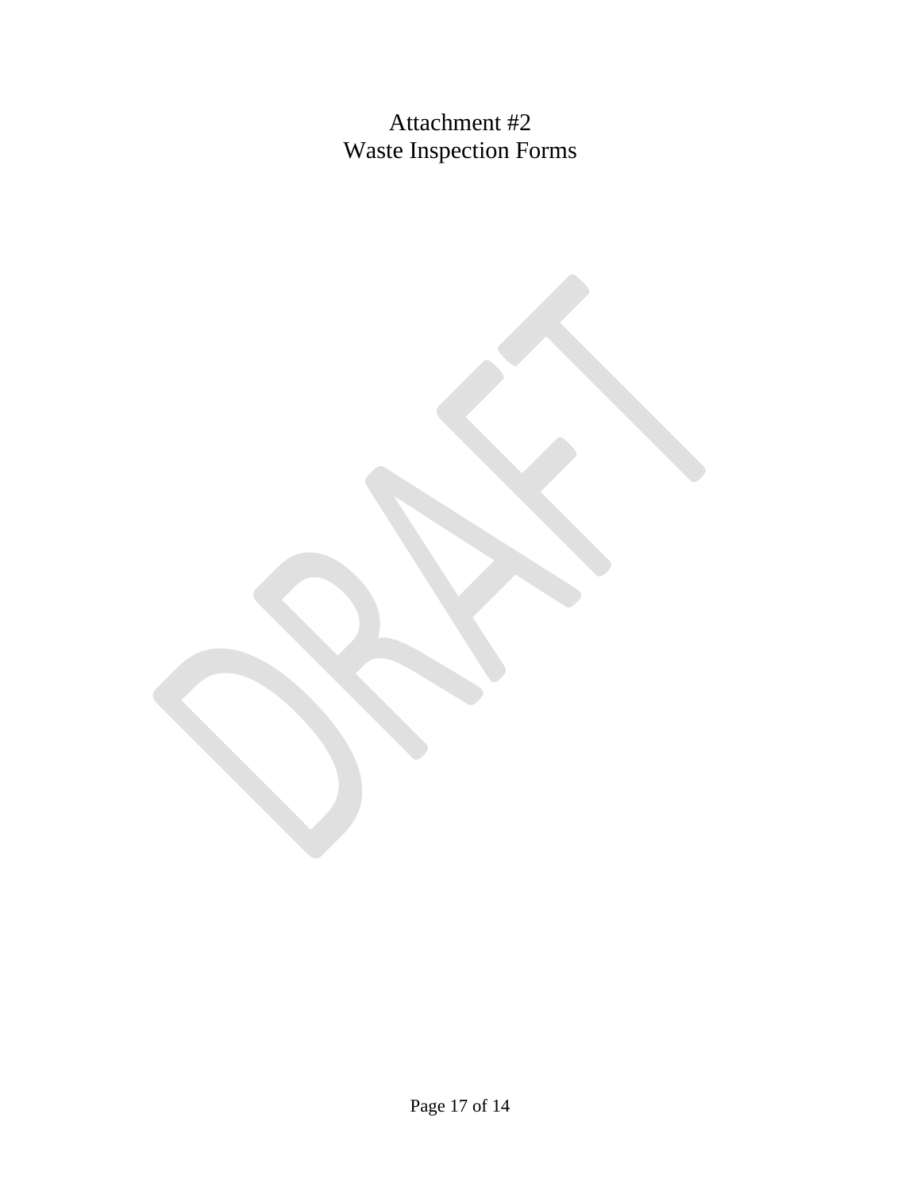# Attachment #2
# Waste Inspection Forms